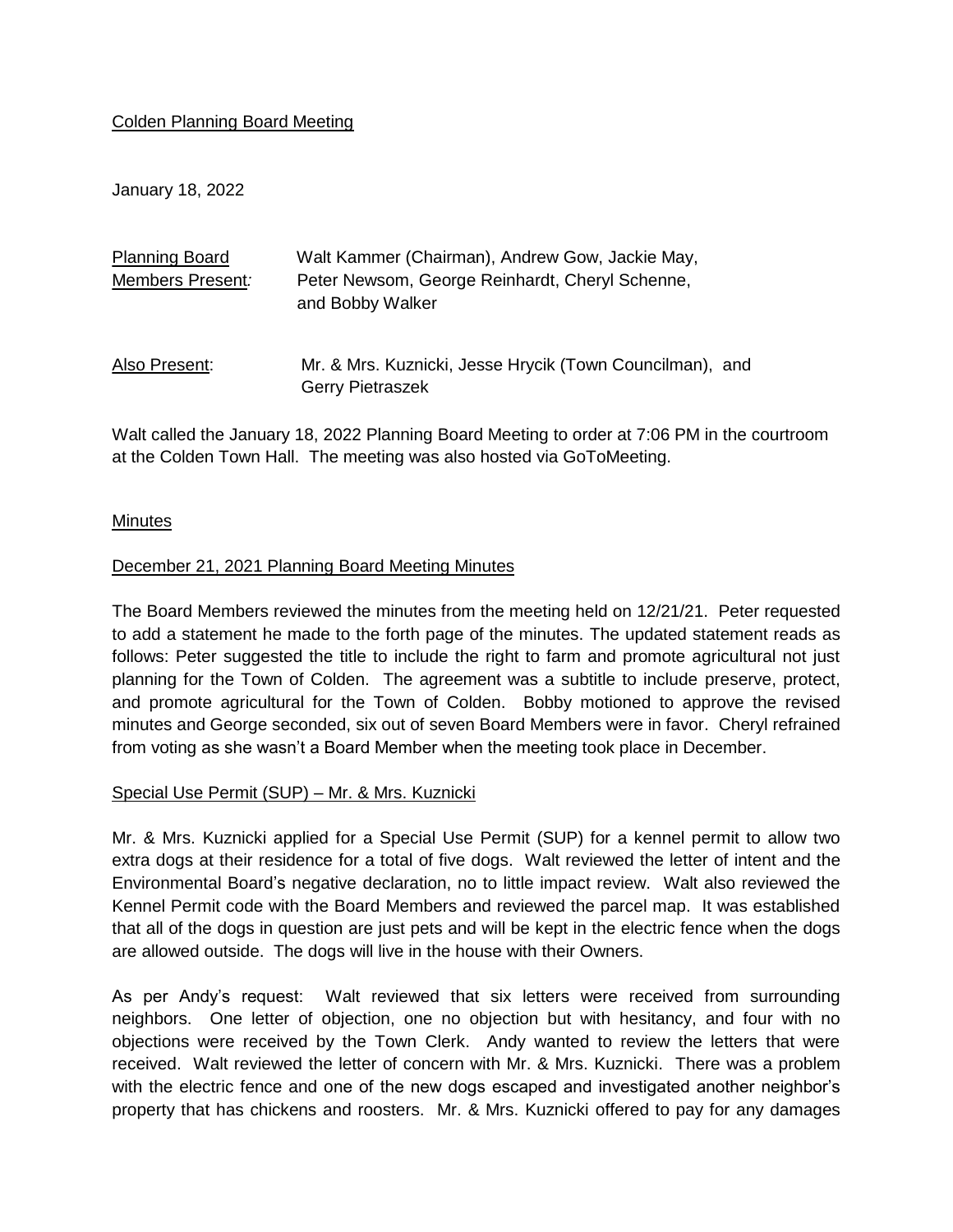Colden Planning Board Meeting

January 18, 2022

| Planning Board Members Present: | Walt Kammer (Chairman), Andrew Gow, Jackie May, Peter Newsom, George Reinhardt, Cheryl Schenne, and Bobby Walker |
|---|---|
| Also Present: | Mr. & Mrs. Kuznicki, Jesse Hrycik (Town Councilman), and Gerry Pietraszek |

Walt called the January 18, 2022 Planning Board Meeting to order at 7:06 PM in the courtroom at the Colden Town Hall. The meeting was also hosted via GoToMeeting.

## Minutes

### December 21, 2021 Planning Board Meeting Minutes

The Board Members reviewed the minutes from the meeting held on 12/21/21. Peter requested to add a statement he made to the forth page of the minutes. The updated statement reads as follows: Peter suggested the title to include the right to farm and promote agricultural not just planning for the Town of Colden. The agreement was a subtitle to include preserve, protect, and promote agricultural for the Town of Colden. Bobby motioned to approve the revised minutes and George seconded, six out of seven Board Members were in favor. Cheryl refrained from voting as she wasn't a Board Member when the meeting took place in December.

### Special Use Permit (SUP) – Mr. & Mrs. Kuznicki

Mr. & Mrs. Kuznicki applied for a Special Use Permit (SUP) for a kennel permit to allow two extra dogs at their residence for a total of five dogs. Walt reviewed the letter of intent and the Environmental Board's negative declaration, no to little impact review. Walt also reviewed the Kennel Permit code with the Board Members and reviewed the parcel map. It was established that all of the dogs in question are just pets and will be kept in the electric fence when the dogs are allowed outside. The dogs will live in the house with their Owners.

As per Andy's request: Walt reviewed that six letters were received from surrounding neighbors. One letter of objection, one no objection but with hesitancy, and four with no objections were received by the Town Clerk. Andy wanted to review the letters that were received. Walt reviewed the letter of concern with Mr. & Mrs. Kuznicki. There was a problem with the electric fence and one of the new dogs escaped and investigated another neighbor's property that has chickens and roosters. Mr. & Mrs. Kuznicki offered to pay for any damages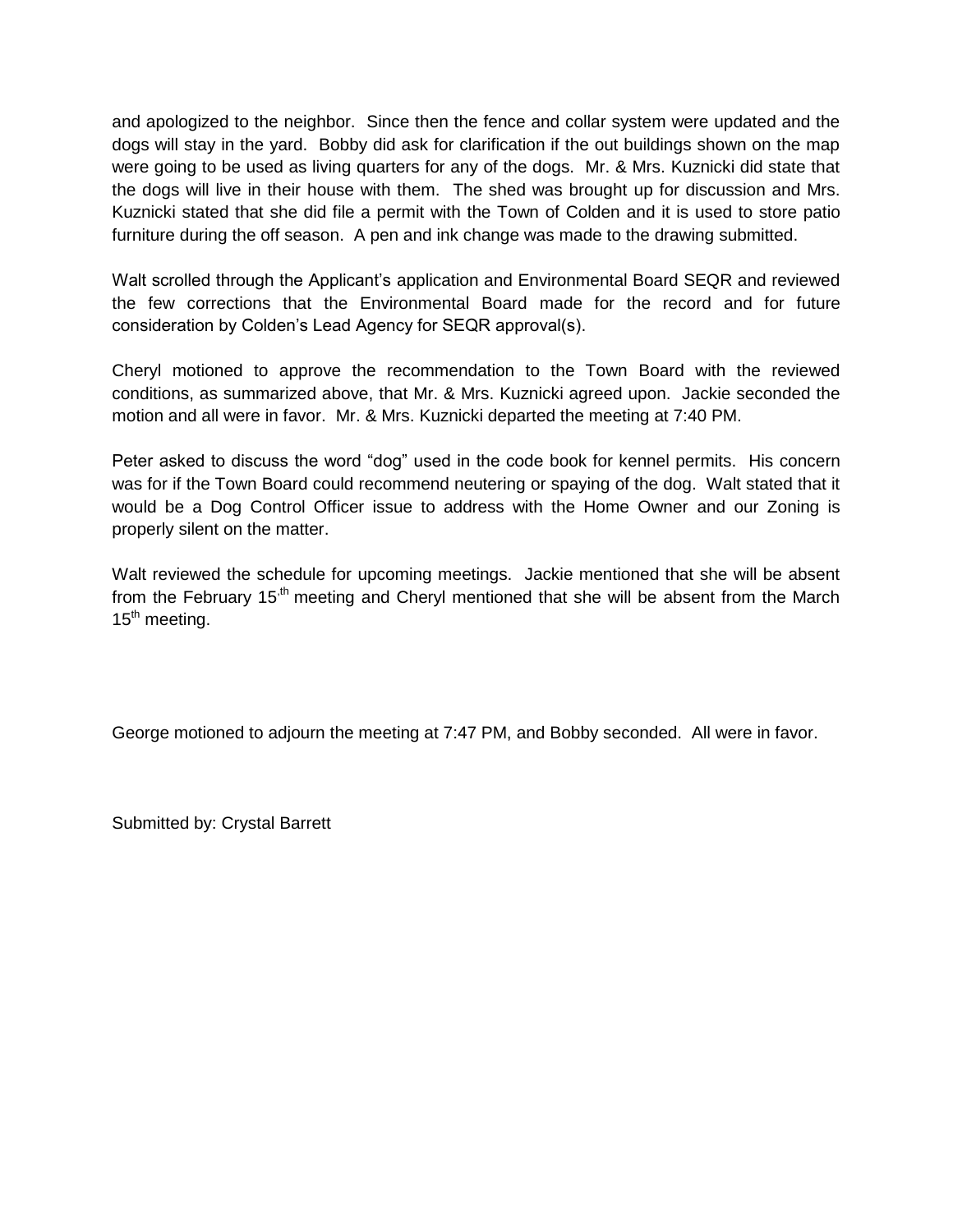and apologized to the neighbor. Since then the fence and collar system were updated and the dogs will stay in the yard. Bobby did ask for clarification if the out buildings shown on the map were going to be used as living quarters for any of the dogs. Mr. & Mrs. Kuznicki did state that the dogs will live in their house with them. The shed was brought up for discussion and Mrs. Kuznicki stated that she did file a permit with the Town of Colden and it is used to store patio furniture during the off season. A pen and ink change was made to the drawing submitted.

Walt scrolled through the Applicant's application and Environmental Board SEQR and reviewed the few corrections that the Environmental Board made for the record and for future consideration by Colden's Lead Agency for SEQR approval(s).

Cheryl motioned to approve the recommendation to the Town Board with the reviewed conditions, as summarized above, that Mr. & Mrs. Kuznicki agreed upon. Jackie seconded the motion and all were in favor. Mr. & Mrs. Kuznicki departed the meeting at 7:40 PM.

Peter asked to discuss the word "dog" used in the code book for kennel permits. His concern was for if the Town Board could recommend neutering or spaying of the dog. Walt stated that it would be a Dog Control Officer issue to address with the Home Owner and our Zoning is properly silent on the matter.

Walt reviewed the schedule for upcoming meetings. Jackie mentioned that she will be absent from the February 15th meeting and Cheryl mentioned that she will be absent from the March 15th meeting.

George motioned to adjourn the meeting at 7:47 PM, and Bobby seconded. All were in favor.

Submitted by: Crystal Barrett